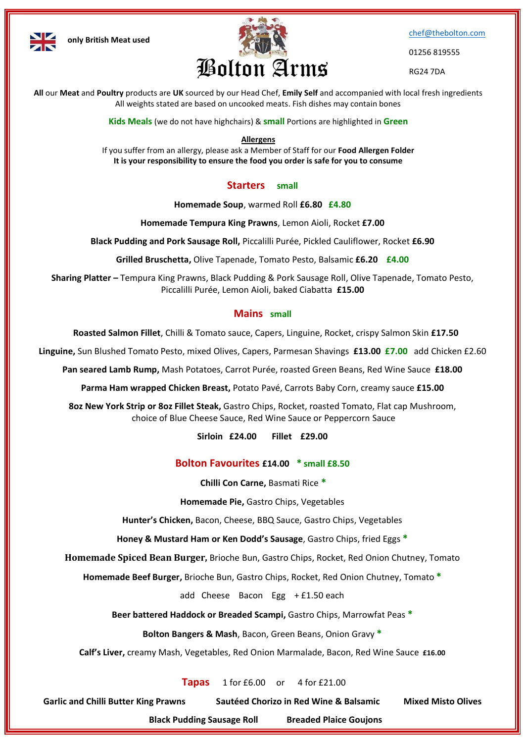only British Meat used

# Bolton Arms

chef@thebolton.com

01256 819555

RG24 7DA

**All** our **Meat** and **Poultry** products are **UK** sourced by our Head Chef, **Emily Self** and accompanied with local fresh ingredients
All weights stated are based on uncooked meats. Fish dishes may contain bones

**Kids Meals** (we do not have highchairs) & **small** Portions are highlighted in **Green**

**Allergens**
If you suffer from an allergy, please ask a Member of Staff for our **Food Allergen Folder**
**It is your responsibility to ensure the food you order is safe for you to consume**

## Starters small

**Homemade Soup**, warmed Roll **£6.80** **£4.80**

**Homemade Tempura King Prawns**, Lemon Aioli, Rocket **£7.00**

**Black Pudding and Pork Sausage Roll,** Piccalilli Purée, Pickled Cauliflower, Rocket **£6.90**

**Grilled Bruschetta,** Olive Tapenade, Tomato Pesto, Balsamic **£6.20** **£4.00**

**Sharing Platter –** Tempura King Prawns, Black Pudding & Pork Sausage Roll, Olive Tapenade, Tomato Pesto, Piccalilli Purée, Lemon Aioli, baked Ciabatta **£15.00**

## Mains small

**Roasted Salmon Fillet**, Chilli & Tomato sauce, Capers, Linguine, Rocket, crispy Salmon Skin **£17.50**

**Linguine,** Sun Blushed Tomato Pesto, mixed Olives, Capers, Parmesan Shavings **£13.00** **£7.00** add Chicken £2.60

**Pan seared Lamb Rump,** Mash Potatoes, Carrot Purée, roasted Green Beans, Red Wine Sauce **£18.00**

**Parma Ham wrapped Chicken Breast,** Potato Pavé, Carrots Baby Corn, creamy sauce **£15.00**

**8oz New York Strip or 8oz Fillet Steak,** Gastro Chips, Rocket, roasted Tomato, Flat cap Mushroom, choice of Blue Cheese Sauce, Red Wine Sauce or Peppercorn Sauce

**Sirloin £24.00** **Fillet £29.00**

## Bolton Favourites £14.00 * small £8.50

**Chilli Con Carne,** Basmati Rice *

**Homemade Pie,** Gastro Chips, Vegetables

**Hunter's Chicken,** Bacon, Cheese, BBQ Sauce, Gastro Chips, Vegetables

**Honey & Mustard Ham or Ken Dodd's Sausage**, Gastro Chips, fried Eggs *

**Homemade Spiced Bean Burger,** Brioche Bun, Gastro Chips, Rocket, Red Onion Chutney, Tomato

**Homemade Beef Burger,** Brioche Bun, Gastro Chips, Rocket, Red Onion Chutney, Tomato *

add Cheese Bacon Egg + £1.50 each

**Beer battered Haddock or Breaded Scampi,** Gastro Chips, Marrowfat Peas *

**Bolton Bangers & Mash**, Bacon, Green Beans, Onion Gravy *

**Calf's Liver,** creamy Mash, Vegetables, Red Onion Marmalade, Bacon, Red Wine Sauce **£16.00**

## Tapas 1 for £6.00 or 4 for £21.00

**Garlic and Chilli Butter King Prawns** **Sautéed Chorizo in Red Wine & Balsamic** **Mixed Misto Olives**

**Black Pudding Sausage Roll** **Breaded Plaice Goujons**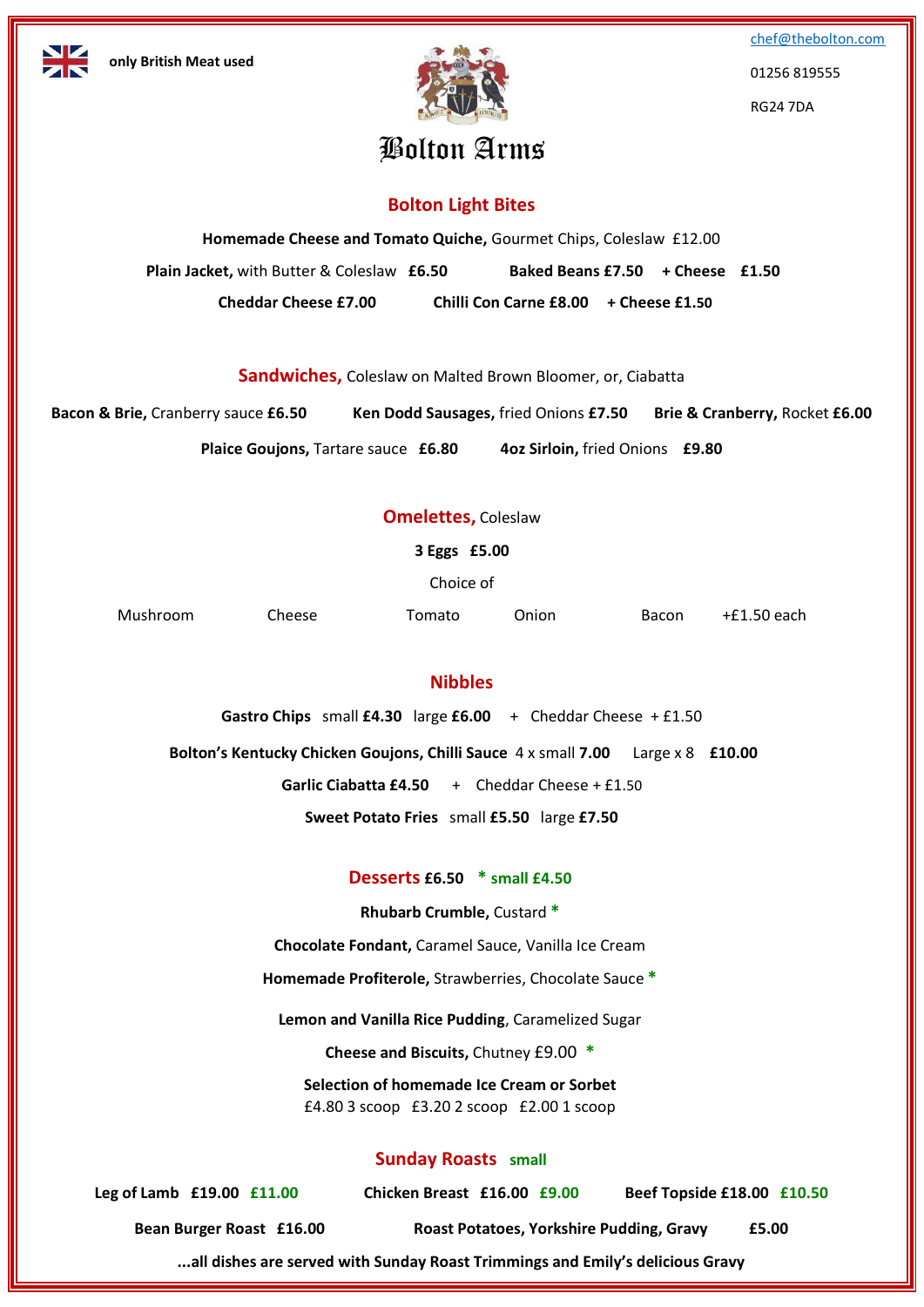only British Meat used

chef@thebolton.com

01256 819555

RG24 7DA

# Bolton Arms

## Bolton Light Bites

**Homemade Cheese and Tomato Quiche,** Gourmet Chips, Coleslaw £12.00

**Plain Jacket,** with Butter & Coleslaw **£6.50** **Baked Beans £7.50** **+ Cheese £1.50**

**Cheddar Cheese £7.00** **Chilli Con Carne £8.00** **+ Cheese £1.50**

## Sandwiches, Coleslaw on Malted Brown Bloomer, or, Ciabatta

**Bacon & Brie,** Cranberry sauce **£6.50** **Ken Dodd Sausages,** fried Onions **£7.50** **Brie & Cranberry,** Rocket **£6.00**

**Plaice Goujons,** Tartare sauce **£6.80** **4oz Sirloin,** fried Onions **£9.80**

## Omelettes, Coleslaw

**3 Eggs £5.00**

Choice of

Mushroom Cheese Tomato Onion Bacon +£1.50 each

## Nibbles

**Gastro Chips** small **£4.30** large **£6.00** + Cheddar Cheese + £1.50

**Bolton's Kentucky Chicken Goujons, Chilli Sauce** 4 x small **7.00** Large x 8 **£10.00**

**Garlic Ciabatta £4.50** + Cheddar Cheese + £1.50

**Sweet Potato Fries** small **£5.50** large **£7.50**

## Desserts £6.50 * small £4.50

**Rhubarb Crumble,** Custard *

**Chocolate Fondant,** Caramel Sauce, Vanilla Ice Cream

**Homemade Profiterole,** Strawberries, Chocolate Sauce *

**Lemon and Vanilla Rice Pudding**, Caramelized Sugar

**Cheese and Biscuits,** Chutney £9.00 *

**Selection of homemade Ice Cream or Sorbet**
£4.80 3 scoop £3.20 2 scoop £2.00 1 scoop

## Sunday Roasts small

**Leg of Lamb £19.00 £11.00** **Chicken Breast £16.00 £9.00** **Beef Topside £18.00 £10.50**

**Bean Burger Roast £16.00** **Roast Potatoes, Yorkshire Pudding, Gravy £5.00**

**...all dishes are served with Sunday Roast Trimmings and Emily's delicious Gravy**